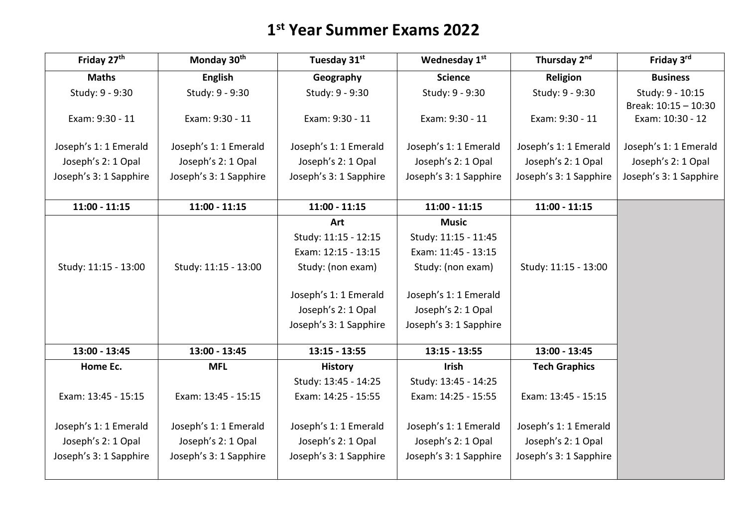# 1st Year Summer Exams 2022

| Friday 27th | Monday 30th | Tuesday 31st | Wednesday 1st | Thursday 2nd | Friday 3rd |
|---|---|---|---|---|---|
| **Maths**<br>Study: 9 - 9:30<br>Exam: 9:30 - 11<br>Joseph's 1: 1 Emerald<br>Joseph's 2: 1 Opal<br>Joseph's 3: 1 Sapphire | **English**<br>Study: 9 - 9:30<br>Exam: 9:30 - 11<br>Joseph's 1: 1 Emerald<br>Joseph's 2: 1 Opal<br>Joseph's 3: 1 Sapphire | **Geography**<br>Study: 9 - 9:30<br>Exam: 9:30 - 11<br>Joseph's 1: 1 Emerald<br>Joseph's 2: 1 Opal<br>Joseph's 3: 1 Sapphire | **Science**<br>Study: 9 - 9:30<br>Exam: 9:30 - 11<br>Joseph's 1: 1 Emerald<br>Joseph's 2: 1 Opal<br>Joseph's 3: 1 Sapphire | **Religion**<br>Study: 9 - 9:30<br>Exam: 9:30 - 11<br>Joseph's 1: 1 Emerald<br>Joseph's 2: 1 Opal<br>Joseph's 3: 1 Sapphire | **Business**<br>Study: 9 - 10:15<br>Break: 10:15 – 10:30<br>Exam: 10:30 - 12<br>Joseph's 1: 1 Emerald<br>Joseph's 2: 1 Opal<br>Joseph's 3: 1 Sapphire |
| **11:00 - 11:15** | **11:00 - 11:15** | **11:00 - 11:15** | **11:00 - 11:15** | **11:00 - 11:15** | |
| Study: 11:15 - 13:00 | Study: 11:15 - 13:00 | **Art**<br>Study: 11:15 - 12:15<br>Exam: 12:15 - 13:15<br>Study: (non exam)<br>Joseph's 1: 1 Emerald<br>Joseph's 2: 1 Opal<br>Joseph's 3: 1 Sapphire | **Music**<br>Study: 11:15 - 11:45<br>Exam: 11:45 - 13:15<br>Study: (non exam)<br>Joseph's 1: 1 Emerald<br>Joseph's 2: 1 Opal<br>Joseph's 3: 1 Sapphire | Study: 11:15 - 13:00 | |
| **13:00 - 13:45** | **13:00 - 13:45** | **13:15 - 13:55** | **13:15 - 13:55** | **13:00 - 13:45** | |
| **Home Ec.**<br>Exam: 13:45 - 15:15<br>Joseph's 1: 1 Emerald<br>Joseph's 2: 1 Opal<br>Joseph's 3: 1 Sapphire | **MFL**<br>Exam: 13:45 - 15:15<br>Joseph's 1: 1 Emerald<br>Joseph's 2: 1 Opal<br>Joseph's 3: 1 Sapphire | **History**<br>Study: 13:45 - 14:25<br>Exam: 14:25 - 15:55<br>Joseph's 1: 1 Emerald<br>Joseph's 2: 1 Opal<br>Joseph's 3: 1 Sapphire | **Irish**<br>Study: 13:45 - 14:25<br>Exam: 14:25 - 15:55<br>Joseph's 1: 1 Emerald<br>Joseph's 2: 1 Opal<br>Joseph's 3: 1 Sapphire | **Tech Graphics**<br>Exam: 13:45 - 15:15<br>Joseph's 1: 1 Emerald<br>Joseph's 2: 1 Opal<br>Joseph's 3: 1 Sapphire | |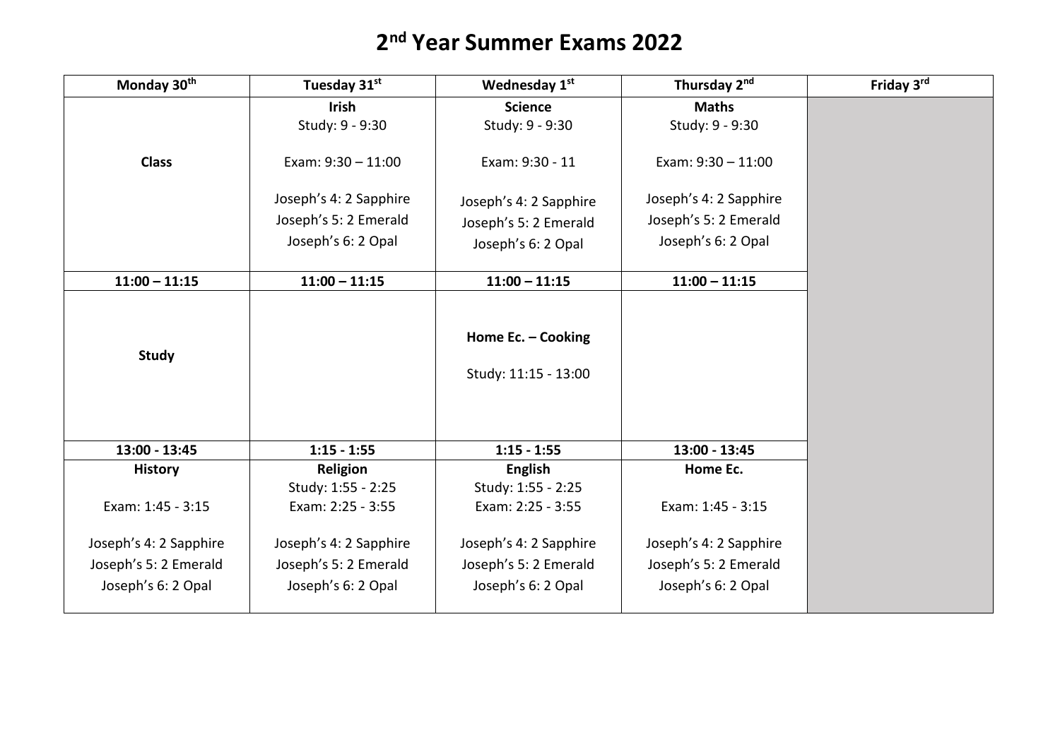# 2nd Year Summer Exams 2022

| Monday 30th | Tuesday 31st | Wednesday 1st | Thursday 2nd | Friday 3rd |
|---|---|---|---|---|
| **Class** | **Irish**<br>Study: 9 - 9:30<br><br>Exam: 9:30 – 11:00<br><br>Joseph's 4: 2 Sapphire<br>Joseph's 5: 2 Emerald<br>Joseph's 6: 2 Opal | **Science**<br>Study: 9 - 9:30<br><br>Exam: 9:30 - 11<br><br>Joseph's 4: 2 Sapphire<br>Joseph's 5: 2 Emerald<br>Joseph's 6: 2 Opal | **Maths**<br>Study: 9 - 9:30<br><br>Exam: 9:30 – 11:00<br><br>Joseph's 4: 2 Sapphire<br>Joseph's 5: 2 Emerald<br>Joseph's 6: 2 Opal | |
| **11:00 – 11:15** | **11:00 – 11:15** | **11:00 – 11:15** | **11:00 – 11:15** | |
| **Study** | | **Home Ec. – Cooking**<br><br>Study: 11:15 - 13:00 | | |
| **13:00 - 13:45** | **1:15 - 1:55** | **1:15 - 1:55** | **13:00 - 13:45** | |
| **History**<br><br>Exam: 1:45 - 3:15<br><br>Joseph's 4: 2 Sapphire<br>Joseph's 5: 2 Emerald<br>Joseph's 6: 2 Opal | **Religion**<br>Study: 1:55 - 2:25<br>Exam: 2:25 - 3:55<br><br>Joseph's 4: 2 Sapphire<br>Joseph's 5: 2 Emerald<br>Joseph's 6: 2 Opal | **English**<br>Study: 1:55 - 2:25<br>Exam: 2:25 - 3:55<br><br>Joseph's 4: 2 Sapphire<br>Joseph's 5: 2 Emerald<br>Joseph's 6: 2 Opal | **Home Ec.**<br><br>Exam: 1:45 - 3:15<br><br>Joseph's 4: 2 Sapphire<br>Joseph's 5: 2 Emerald<br>Joseph's 6: 2 Opal | |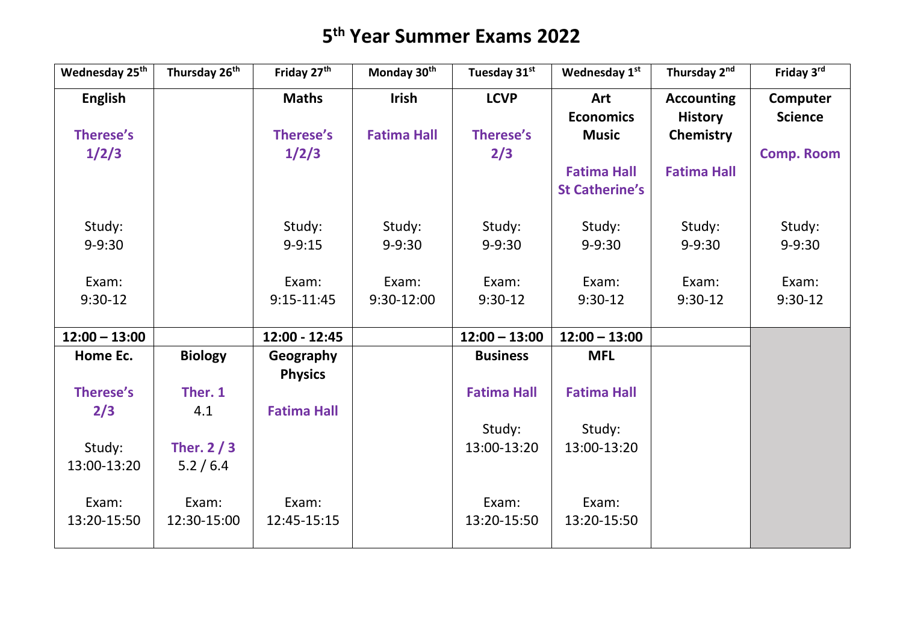# 5th Year Summer Exams 2022

| Wednesday 25th | Thursday 26th | Friday 27th | Monday 30th | Tuesday 31st | Wednesday 1st | Thursday 2nd | Friday 3rd |
|---|---|---|---|---|---|---|---|
| **English**<br><br>**Therese's 1/2/3**<br><br>Study: 9-9:30<br><br>Exam: 9:30-12 | | **Maths**<br><br>**Therese's 1/2/3**<br><br>Study: 9-9:15<br><br>Exam: 9:15-11:45 | **Irish**<br><br>**Fatima Hall**<br><br>Study: 9-9:30<br><br>Exam: 9:30-12:00 | **LCVP**<br><br>**Therese's 2/3**<br><br>Study: 9-9:30<br><br>Exam: 9:30-12 | **Art**<br>**Economics**<br>**Music**<br><br>**Fatima Hall**<br>**St Catherine's**<br><br>Study: 9-9:30<br><br>Exam: 9:30-12 | **Accounting**<br>**History**<br>**Chemistry**<br><br>**Fatima Hall**<br><br>Study: 9-9:30<br><br>Exam: 9:30-12 | **Computer Science**<br><br>**Comp. Room**<br><br>Study: 9-9:30<br><br>Exam: 9:30-12 |
| **12:00 – 13:00** | | **12:00 - 12:45** | | **12:00 – 13:00** | **12:00 – 13:00** | | |
| **Home Ec.**<br><br>**Therese's 2/3**<br><br>Study: 13:00-13:20<br><br>Exam: 13:20-15:50 | **Biology**<br><br>**Ther. 1**<br>4.1<br><br>**Ther. 2 / 3**<br>5.2 / 6.4<br><br>Exam: 12:30-15:00 | **Geography**<br>**Physics**<br><br>**Fatima Hall**<br><br>Exam: 12:45-15:15 | | **Business**<br><br>**Fatima Hall**<br><br>Study: 13:00-13:20<br><br>Exam: 13:20-15:50 | **MFL**<br><br>**Fatima Hall**<br><br>Study: 13:00-13:20<br><br>Exam: 13:20-15:50 | | |